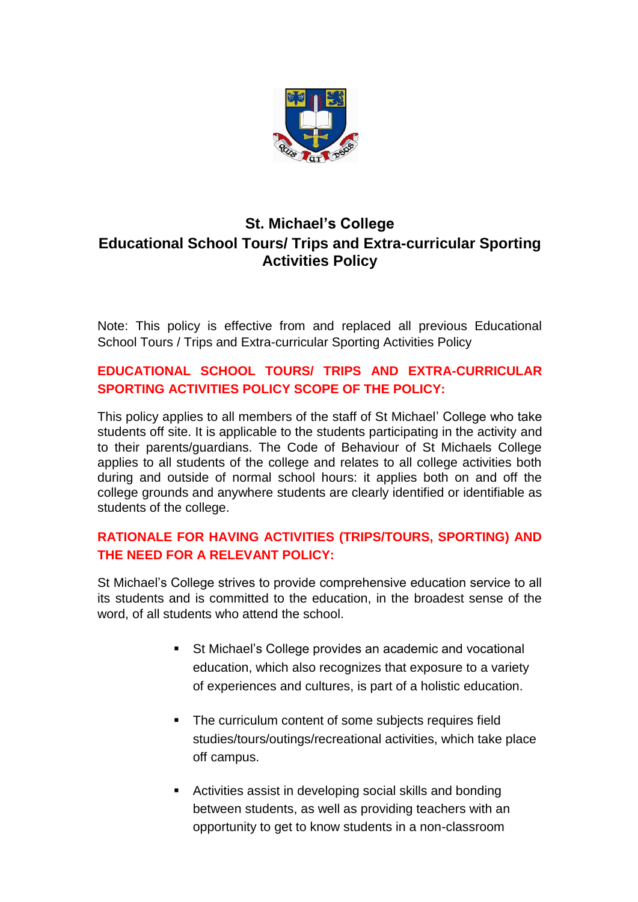# St. Michael's College
# Educational School Tours/ Trips and Extra-curricular Sporting Activities Policy

Note: This policy is effective from and replaced all previous Educational School Tours / Trips and Extra-curricular Sporting Activities Policy

## EDUCATIONAL SCHOOL TOURS/ TRIPS AND EXTRA-CURRICULAR SPORTING ACTIVITIES POLICY SCOPE OF THE POLICY:

This policy applies to all members of the staff of St Michael' College who take students off site. It is applicable to the students participating in the activity and to their parents/guardians. The Code of Behaviour of St Michaels College applies to all students of the college and relates to all college activities both during and outside of normal school hours: it applies both on and off the college grounds and anywhere students are clearly identified or identifiable as students of the college.

## RATIONALE FOR HAVING ACTIVITIES (TRIPS/TOURS, SPORTING) AND THE NEED FOR A RELEVANT POLICY:

St Michael's College strives to provide comprehensive education service to all its students and is committed to the education, in the broadest sense of the word, of all students who attend the school.

- St Michael's College provides an academic and vocational education, which also recognizes that exposure to a variety of experiences and cultures, is part of a holistic education.
- The curriculum content of some subjects requires field studies/tours/outings/recreational activities, which take place off campus.
- Activities assist in developing social skills and bonding between students, as well as providing teachers with an opportunity to get to know students in a non-classroom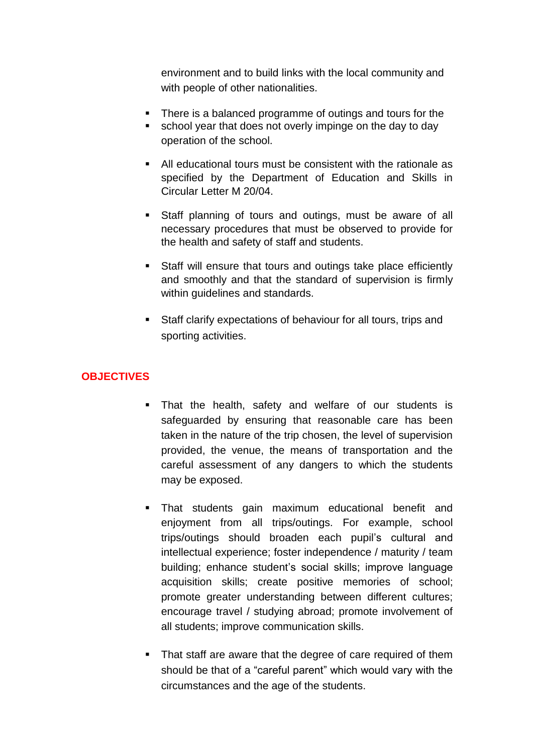environment and to build links with the local community and with people of other nationalities.

- There is a balanced programme of outings and tours for the
- school year that does not overly impinge on the day to day operation of the school.
- All educational tours must be consistent with the rationale as specified by the Department of Education and Skills in Circular Letter M 20/04.
- Staff planning of tours and outings, must be aware of all necessary procedures that must be observed to provide for the health and safety of staff and students.
- Staff will ensure that tours and outings take place efficiently and smoothly and that the standard of supervision is firmly within guidelines and standards.
- Staff clarify expectations of behaviour for all tours, trips and sporting activities.

## OBJECTIVES

- That the health, safety and welfare of our students is safeguarded by ensuring that reasonable care has been taken in the nature of the trip chosen, the level of supervision provided, the venue, the means of transportation and the careful assessment of any dangers to which the students may be exposed.
- That students gain maximum educational benefit and enjoyment from all trips/outings. For example, school trips/outings should broaden each pupil's cultural and intellectual experience; foster independence / maturity / team building; enhance student's social skills; improve language acquisition skills; create positive memories of school; promote greater understanding between different cultures; encourage travel / studying abroad; promote involvement of all students; improve communication skills.
- That staff are aware that the degree of care required of them should be that of a "careful parent" which would vary with the circumstances and the age of the students.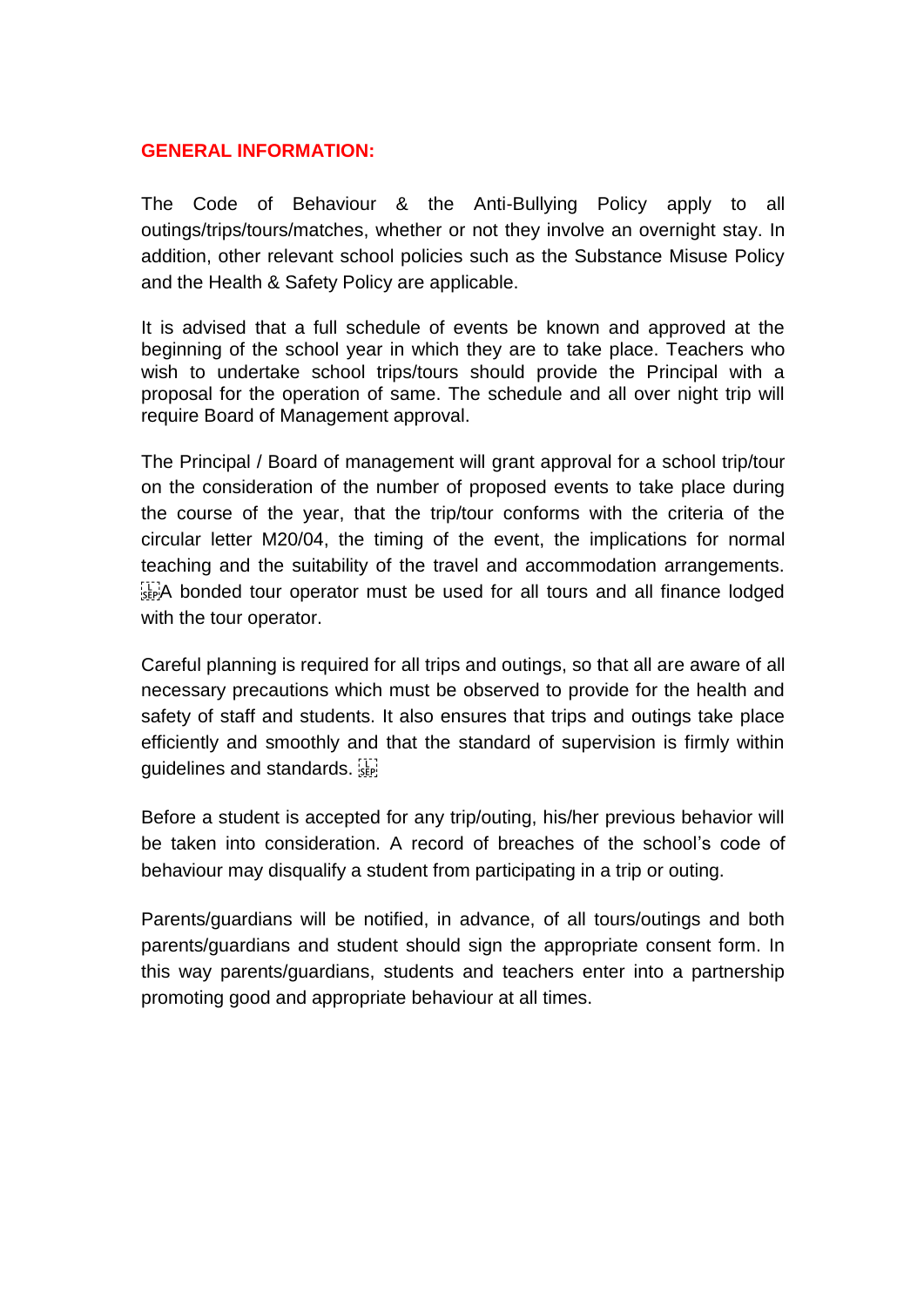## GENERAL INFORMATION:

The Code of Behaviour & the Anti-Bullying Policy apply to all outings/trips/tours/matches, whether or not they involve an overnight stay. In addition, other relevant school policies such as the Substance Misuse Policy and the Health & Safety Policy are applicable.

It is advised that a full schedule of events be known and approved at the beginning of the school year in which they are to take place. Teachers who wish to undertake school trips/tours should provide the Principal with a proposal for the operation of same. The schedule and all over night trip will require Board of Management approval.

The Principal / Board of management will grant approval for a school trip/tour on the consideration of the number of proposed events to take place during the course of the year, that the trip/tour conforms with the criteria of the circular letter M20/04, the timing of the event, the implications for normal teaching and the suitability of the travel and accommodation arrangements. A bonded tour operator must be used for all tours and all finance lodged with the tour operator.

Careful planning is required for all trips and outings, so that all are aware of all necessary precautions which must be observed to provide for the health and safety of staff and students. It also ensures that trips and outings take place efficiently and smoothly and that the standard of supervision is firmly within guidelines and standards.

Before a student is accepted for any trip/outing, his/her previous behavior will be taken into consideration. A record of breaches of the school's code of behaviour may disqualify a student from participating in a trip or outing.

Parents/guardians will be notified, in advance, of all tours/outings and both parents/guardians and student should sign the appropriate consent form. In this way parents/guardians, students and teachers enter into a partnership promoting good and appropriate behaviour at all times.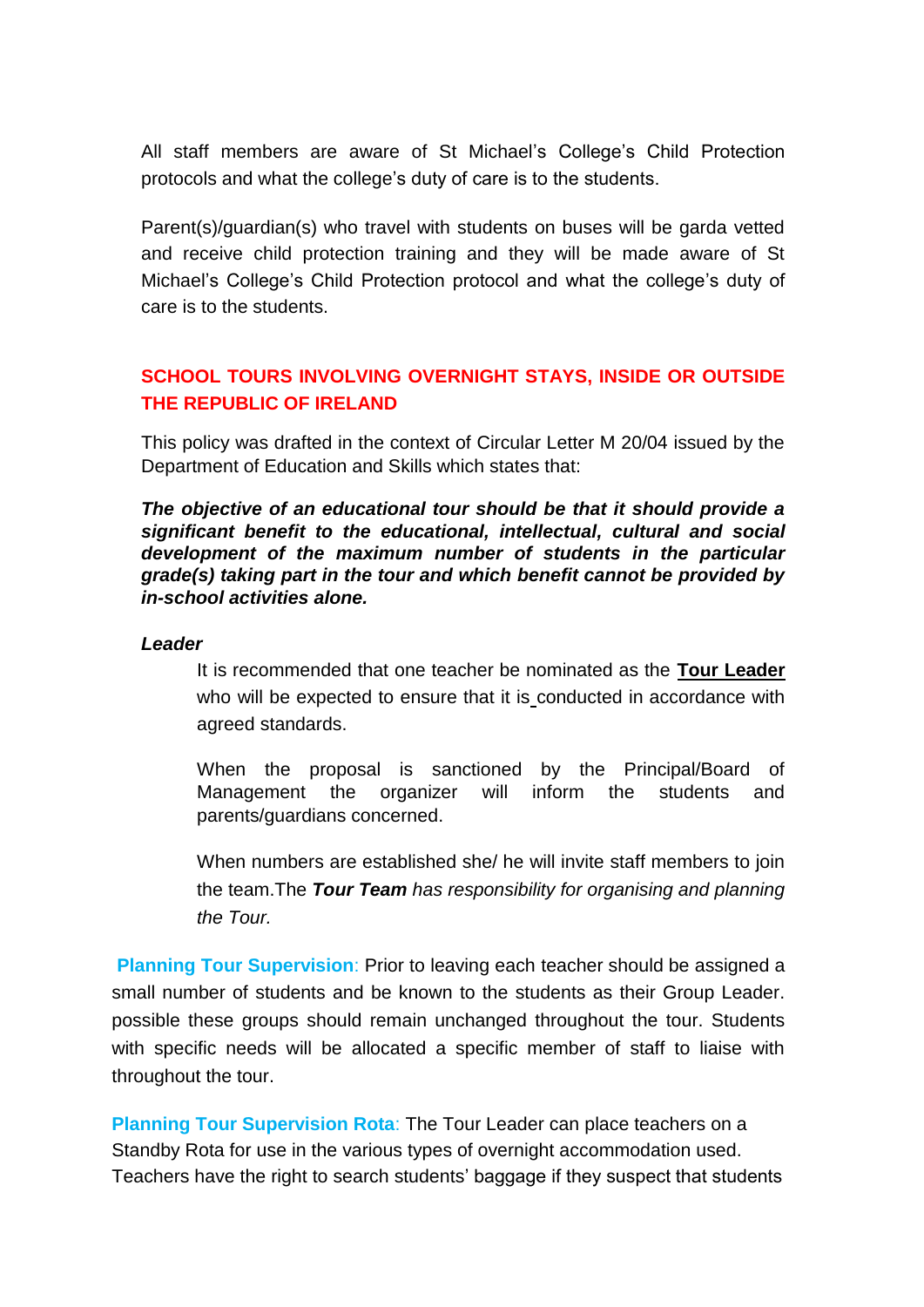All staff members are aware of St Michael's College's Child Protection protocols and what the college's duty of care is to the students.

Parent(s)/guardian(s) who travel with students on buses will be garda vetted and receive child protection training and they will be made aware of St Michael's College's Child Protection protocol and what the college's duty of care is to the students.

## SCHOOL TOURS INVOLVING OVERNIGHT STAYS, INSIDE OR OUTSIDE THE REPUBLIC OF IRELAND

This policy was drafted in the context of Circular Letter M 20/04 issued by the Department of Education and Skills which states that:

***The objective of an educational tour should be that it should provide a significant benefit to the educational, intellectual, cultural and social development of the maximum number of students in the particular grade(s) taking part in the tour and which benefit cannot be provided by in-school activities alone.***

***Leader***

It is recommended that one teacher be nominated as the **Tour Leader** who will be expected to ensure that it is conducted in accordance with agreed standards.

When the proposal is sanctioned by the Principal/Board of Management the organizer will inform the students and parents/guardians concerned.

When numbers are established she/ he will invite staff members to join the team.The ***Tour Team*** *has responsibility for organising and planning the Tour.*

**Planning Tour Supervision**: Prior to leaving each teacher should be assigned a small number of students and be known to the students as their Group Leader. possible these groups should remain unchanged throughout the tour. Students with specific needs will be allocated a specific member of staff to liaise with throughout the tour.

**Planning Tour Supervision Rota**: The Tour Leader can place teachers on a Standby Rota for use in the various types of overnight accommodation used. Teachers have the right to search students' baggage if they suspect that students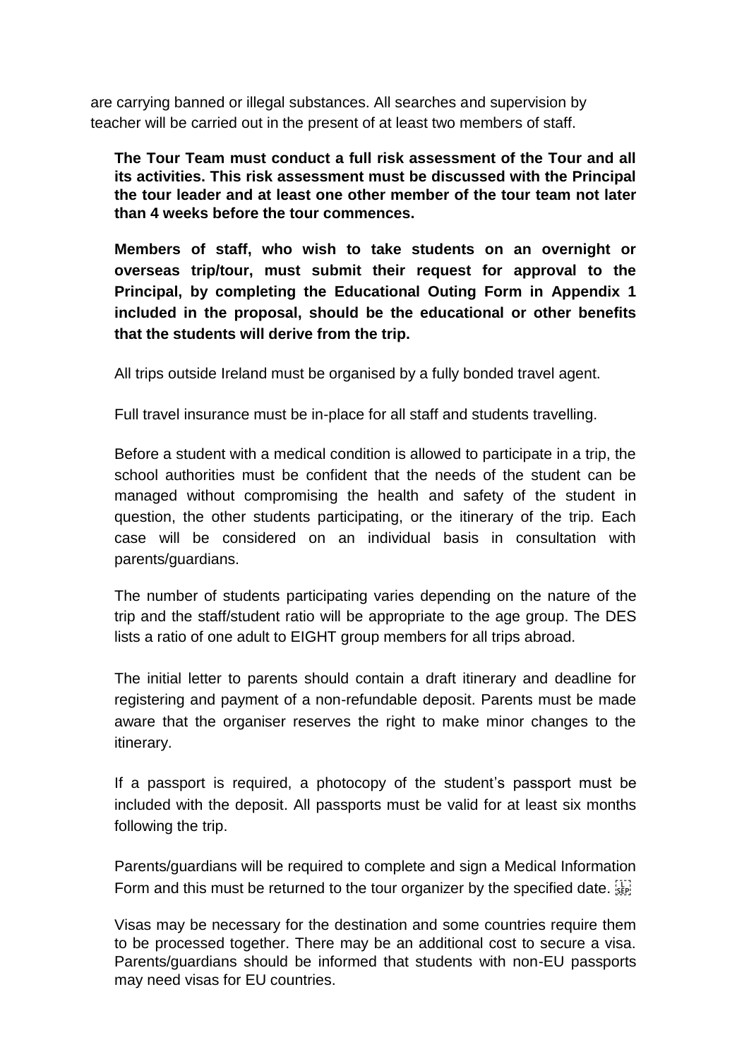are carrying banned or illegal substances. All searches and supervision by teacher will be carried out in the present of at least two members of staff.

**The Tour Team must conduct a full risk assessment of the Tour and all its activities. This risk assessment must be discussed with the Principal the tour leader and at least one other member of the tour team not later than 4 weeks before the tour commences.**

**Members of staff, who wish to take students on an overnight or overseas trip/tour, must submit their request for approval to the Principal, by completing the Educational Outing Form in Appendix 1 included in the proposal, should be the educational or other benefits that the students will derive from the trip.**

All trips outside Ireland must be organised by a fully bonded travel agent.

Full travel insurance must be in-place for all staff and students travelling.

Before a student with a medical condition is allowed to participate in a trip, the school authorities must be confident that the needs of the student can be managed without compromising the health and safety of the student in question, the other students participating, or the itinerary of the trip. Each case will be considered on an individual basis in consultation with parents/guardians.

The number of students participating varies depending on the nature of the trip and the staff/student ratio will be appropriate to the age group. The DES lists a ratio of one adult to EIGHT group members for all trips abroad.

The initial letter to parents should contain a draft itinerary and deadline for registering and payment of a non-refundable deposit. Parents must be made aware that the organiser reserves the right to make minor changes to the itinerary.

If a passport is required, a photocopy of the student's passport must be included with the deposit. All passports must be valid for at least six months following the trip.

Parents/guardians will be required to complete and sign a Medical Information Form and this must be returned to the tour organizer by the specified date.

Visas may be necessary for the destination and some countries require them to be processed together. There may be an additional cost to secure a visa. Parents/guardians should be informed that students with non-EU passports may need visas for EU countries.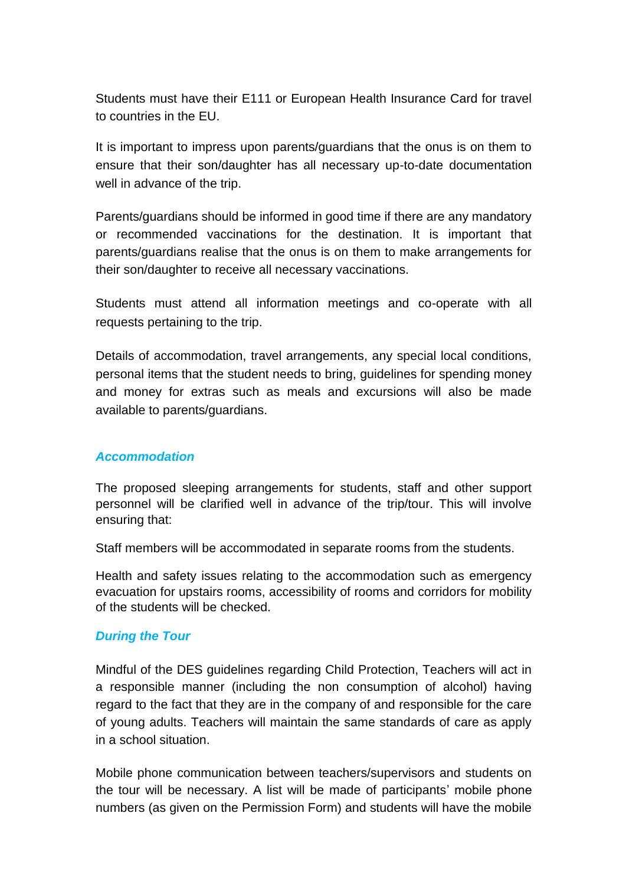Students must have their E111 or European Health Insurance Card for travel to countries in the EU.

It is important to impress upon parents/guardians that the onus is on them to ensure that their son/daughter has all necessary up-to-date documentation well in advance of the trip.

Parents/guardians should be informed in good time if there are any mandatory or recommended vaccinations for the destination. It is important that parents/guardians realise that the onus is on them to make arrangements for their son/daughter to receive all necessary vaccinations.

Students must attend all information meetings and co-operate with all requests pertaining to the trip.

Details of accommodation, travel arrangements, any special local conditions, personal items that the student needs to bring, guidelines for spending money and money for extras such as meals and excursions will also be made available to parents/guardians.

### *Accommodation*

The proposed sleeping arrangements for students, staff and other support personnel will be clarified well in advance of the trip/tour. This will involve ensuring that:

Staff members will be accommodated in separate rooms from the students.

Health and safety issues relating to the accommodation such as emergency evacuation for upstairs rooms, accessibility of rooms and corridors for mobility of the students will be checked.

### *During the Tour*

Mindful of the DES guidelines regarding Child Protection, Teachers will act in a responsible manner (including the non consumption of alcohol) having regard to the fact that they are in the company of and responsible for the care of young adults. Teachers will maintain the same standards of care as apply in a school situation.

Mobile phone communication between teachers/supervisors and students on the tour will be necessary. A list will be made of participants' mobile phone numbers (as given on the Permission Form) and students will have the mobile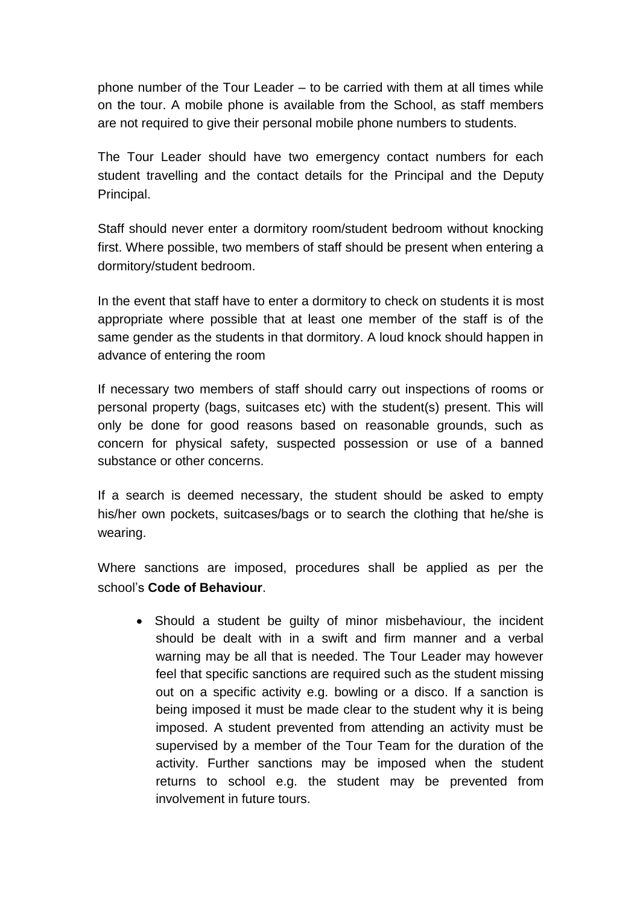phone number of the Tour Leader – to be carried with them at all times while on the tour. A mobile phone is available from the School, as staff members are not required to give their personal mobile phone numbers to students.

The Tour Leader should have two emergency contact numbers for each student travelling and the contact details for the Principal and the Deputy Principal.

Staff should never enter a dormitory room/student bedroom without knocking first. Where possible, two members of staff should be present when entering a dormitory/student bedroom.

In the event that staff have to enter a dormitory to check on students it is most appropriate where possible that at least one member of the staff is of the same gender as the students in that dormitory. A loud knock should happen in advance of entering the room

If necessary two members of staff should carry out inspections of rooms or personal property (bags, suitcases etc) with the student(s) present. This will only be done for good reasons based on reasonable grounds, such as concern for physical safety, suspected possession or use of a banned substance or other concerns.

If a search is deemed necessary, the student should be asked to empty his/her own pockets, suitcases/bags or to search the clothing that he/she is wearing.

Where sanctions are imposed, procedures shall be applied as per the school's **Code of Behaviour**.

- Should a student be guilty of minor misbehaviour, the incident should be dealt with in a swift and firm manner and a verbal warning may be all that is needed. The Tour Leader may however feel that specific sanctions are required such as the student missing out on a specific activity e.g. bowling or a disco. If a sanction is being imposed it must be made clear to the student why it is being imposed. A student prevented from attending an activity must be supervised by a member of the Tour Team for the duration of the activity. Further sanctions may be imposed when the student returns to school e.g. the student may be prevented from involvement in future tours.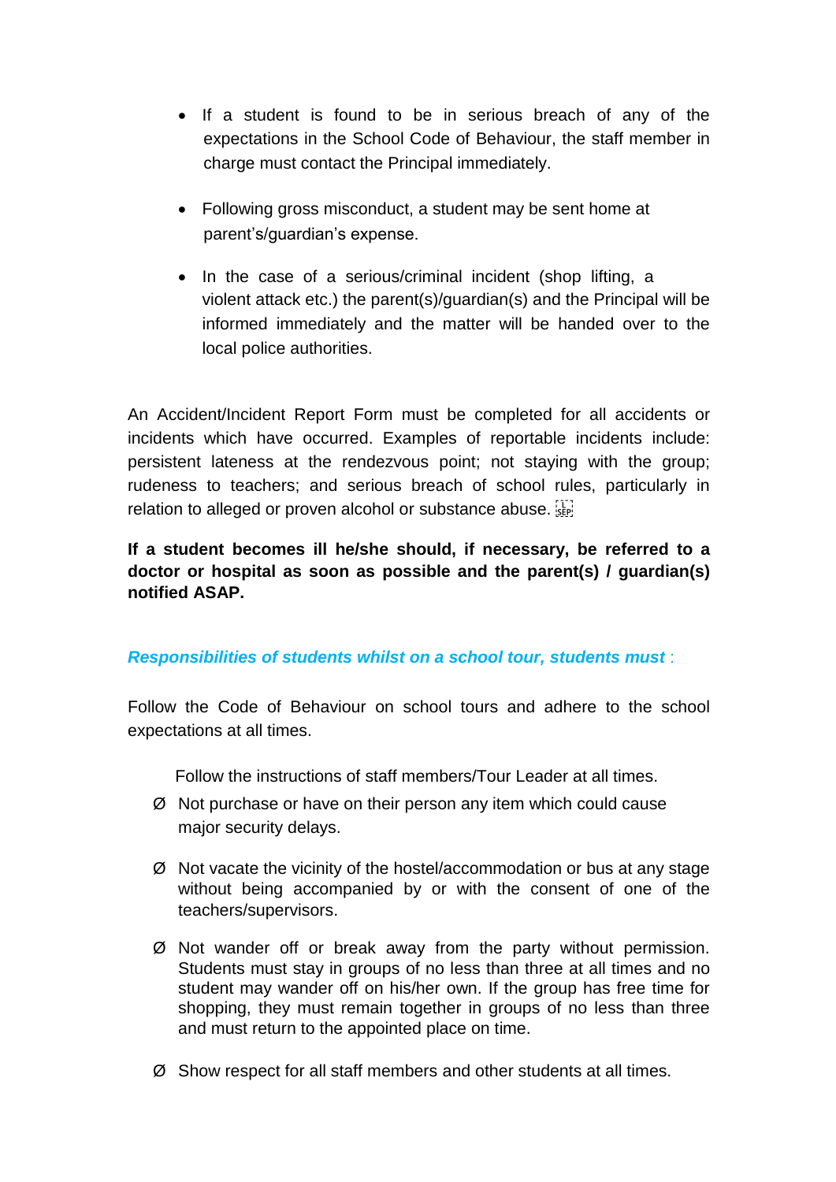- If a student is found to be in serious breach of any of the expectations in the School Code of Behaviour, the staff member in charge must contact the Principal immediately.

- Following gross misconduct, a student may be sent home at parent's/guardian's expense.

- In the case of a serious/criminal incident (shop lifting, a violent attack etc.) the parent(s)/guardian(s) and the Principal will be informed immediately and the matter will be handed over to the local police authorities.

An Accident/Incident Report Form must be completed for all accidents or incidents which have occurred. Examples of reportable incidents include: persistent lateness at the rendezvous point; not staying with the group; rudeness to teachers; and serious breach of school rules, particularly in relation to alleged or proven alcohol or substance abuse.

**If a student becomes ill he/she should, if necessary, be referred to a doctor or hospital as soon as possible and the parent(s) / guardian(s) notified ASAP.**

***Responsibilities of students whilst on a school tour, students must*** :

Follow the Code of Behaviour on school tours and adhere to the school expectations at all times.

Follow the instructions of staff members/Tour Leader at all times.

- Not purchase or have on their person any item which could cause major security delays.

- Not vacate the vicinity of the hostel/accommodation or bus at any stage without being accompanied by or with the consent of one of the teachers/supervisors.

- Not wander off or break away from the party without permission. Students must stay in groups of no less than three at all times and no student may wander off on his/her own. If the group has free time for shopping, they must remain together in groups of no less than three and must return to the appointed place on time.

- Show respect for all staff members and other students at all times.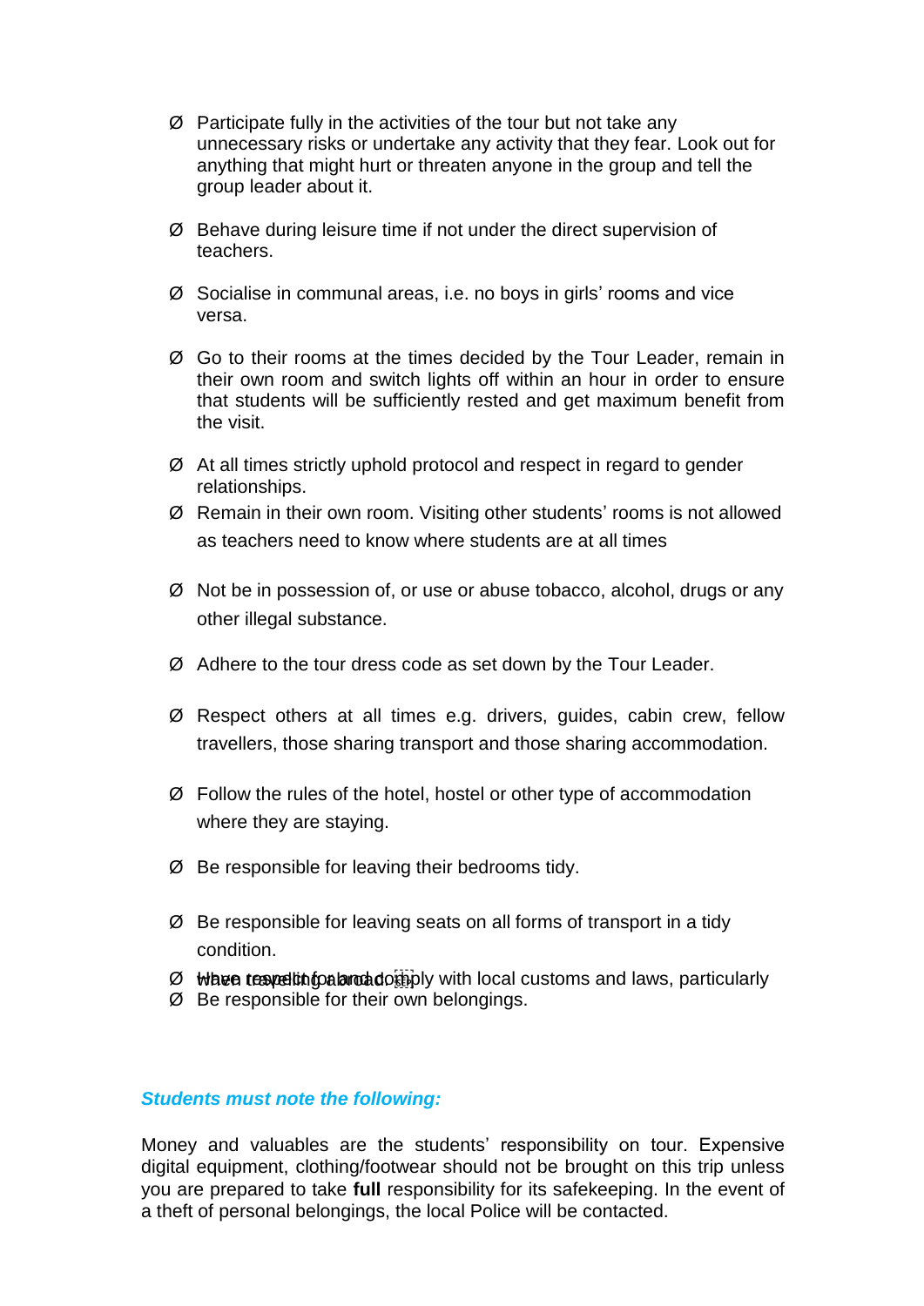- Participate fully in the activities of the tour but not take any unnecessary risks or undertake any activity that they fear. Look out for anything that might hurt or threaten anyone in the group and tell the group leader about it.

- Behave during leisure time if not under the direct supervision of teachers.

- Socialise in communal areas, i.e. no boys in girls' rooms and vice versa.

- Go to their rooms at the times decided by the Tour Leader, remain in their own room and switch lights off within an hour in order to ensure that students will be sufficiently rested and get maximum benefit from the visit.

- At all times strictly uphold protocol and respect in regard to gender relationships.
- Remain in their own room. Visiting other students' rooms is not allowed as teachers need to know where students are at all times

- Not be in possession of, or use or abuse tobacco, alcohol, drugs or any other illegal substance.

- Adhere to the tour dress code as set down by the Tour Leader.

- Respect others at all times e.g. drivers, guides, cabin crew, fellow travellers, those sharing transport and those sharing accommodation.

- Follow the rules of the hotel, hostel or other type of accommodation where they are staying.

- Be responsible for leaving their bedrooms tidy.

- Be responsible for leaving seats on all forms of transport in a tidy condition.
- Have respect for and comply with local customs and laws, particularly when travelling abroad.
- Be responsible for their own belongings.

***Students must note the following:***

Money and valuables are the students' responsibility on tour. Expensive digital equipment, clothing/footwear should not be brought on this trip unless you are prepared to take **full** responsibility for its safekeeping. In the event of a theft of personal belongings, the local Police will be contacted.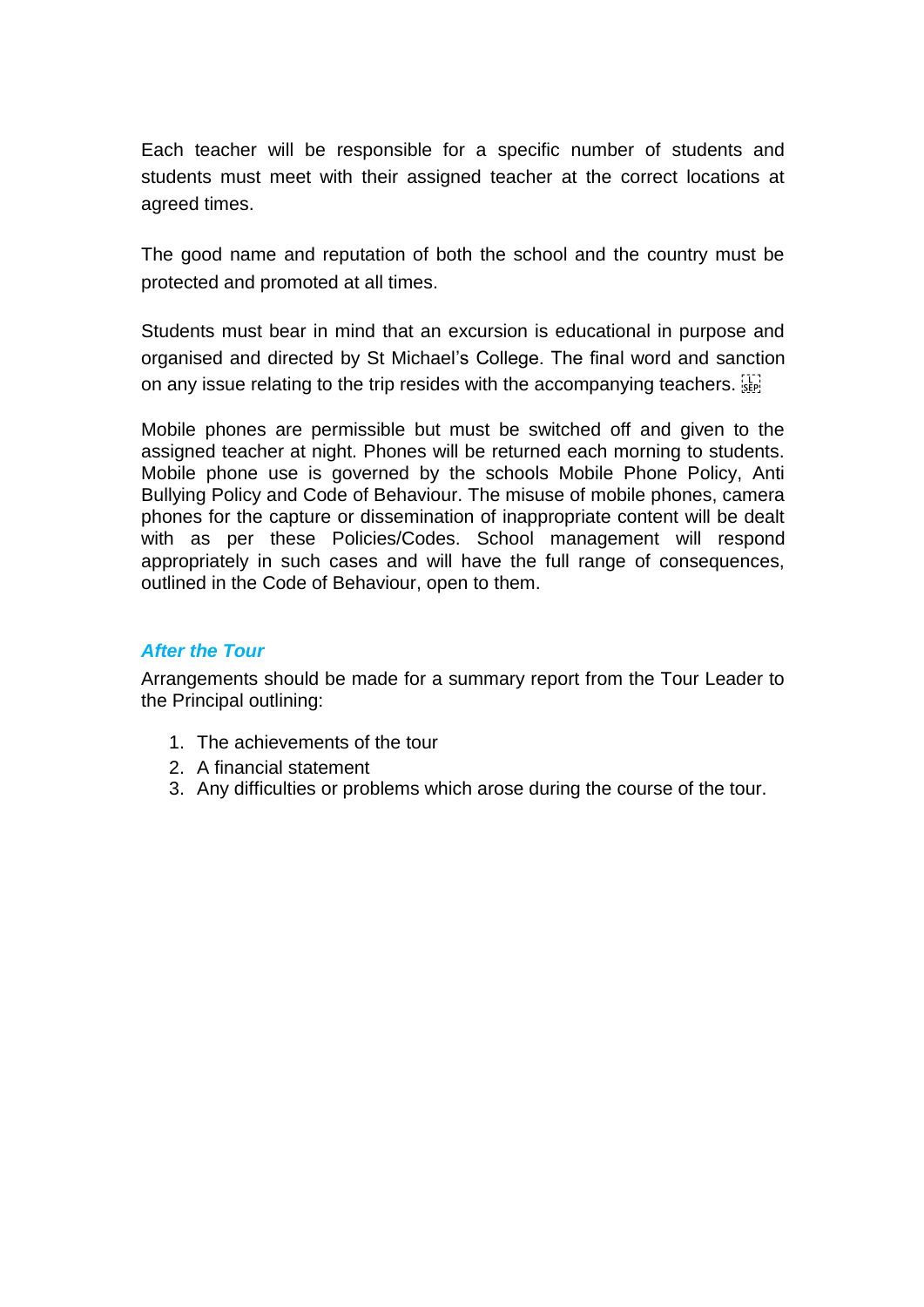Each teacher will be responsible for a specific number of students and students must meet with their assigned teacher at the correct locations at agreed times.

The good name and reputation of both the school and the country must be protected and promoted at all times.

Students must bear in mind that an excursion is educational in purpose and organised and directed by St Michael's College. The final word and sanction on any issue relating to the trip resides with the accompanying teachers.

Mobile phones are permissible but must be switched off and given to the assigned teacher at night. Phones will be returned each morning to students. Mobile phone use is governed by the schools Mobile Phone Policy, Anti Bullying Policy and Code of Behaviour. The misuse of mobile phones, camera phones for the capture or dissemination of inappropriate content will be dealt with as per these Policies/Codes. School management will respond appropriately in such cases and will have the full range of consequences, outlined in the Code of Behaviour, open to them.

### *After the Tour*

Arrangements should be made for a summary report from the Tour Leader to the Principal outlining:

1. The achievements of the tour
2. A financial statement
3. Any difficulties or problems which arose during the course of the tour.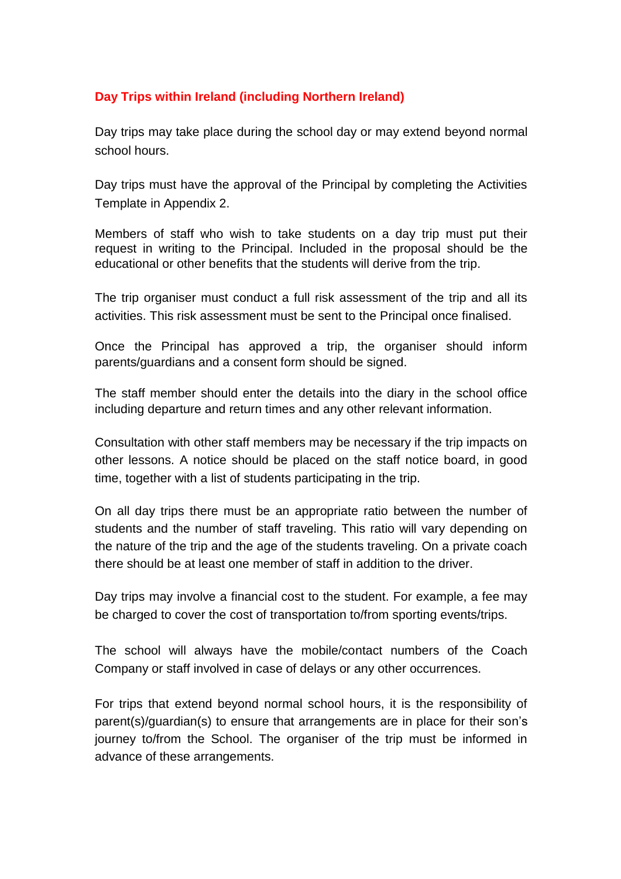## Day Trips within Ireland (including Northern Ireland)

Day trips may take place during the school day or may extend beyond normal school hours.

Day trips must have the approval of the Principal by completing the Activities Template in Appendix 2.

Members of staff who wish to take students on a day trip must put their request in writing to the Principal. Included in the proposal should be the educational or other benefits that the students will derive from the trip.

The trip organiser must conduct a full risk assessment of the trip and all its activities. This risk assessment must be sent to the Principal once finalised.

Once the Principal has approved a trip, the organiser should inform parents/guardians and a consent form should be signed.

The staff member should enter the details into the diary in the school office including departure and return times and any other relevant information.

Consultation with other staff members may be necessary if the trip impacts on other lessons. A notice should be placed on the staff notice board, in good time, together with a list of students participating in the trip.

On all day trips there must be an appropriate ratio between the number of students and the number of staff traveling. This ratio will vary depending on the nature of the trip and the age of the students traveling. On a private coach there should be at least one member of staff in addition to the driver.

Day trips may involve a financial cost to the student. For example, a fee may be charged to cover the cost of transportation to/from sporting events/trips.

The school will always have the mobile/contact numbers of the Coach Company or staff involved in case of delays or any other occurrences.

For trips that extend beyond normal school hours, it is the responsibility of parent(s)/guardian(s) to ensure that arrangements are in place for their son's journey to/from the School. The organiser of the trip must be informed in advance of these arrangements.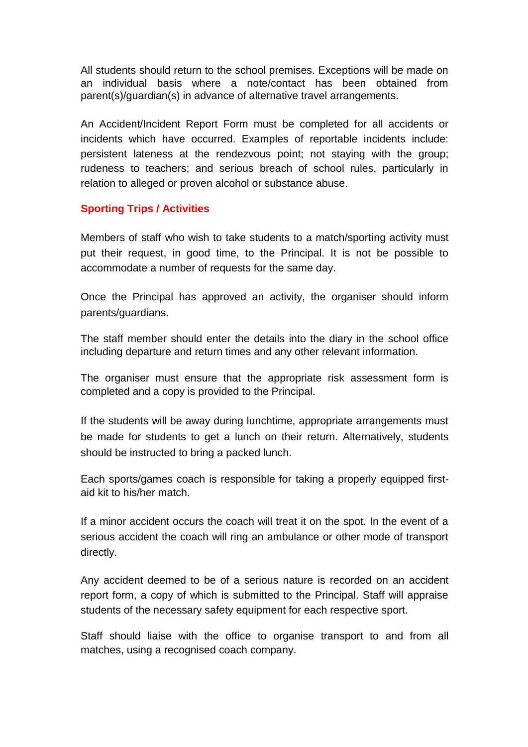All students should return to the school premises. Exceptions will be made on an individual basis where a note/contact has been obtained from parent(s)/guardian(s) in advance of alternative travel arrangements.

An Accident/Incident Report Form must be completed for all accidents or incidents which have occurred. Examples of reportable incidents include: persistent lateness at the rendezvous point; not staying with the group; rudeness to teachers; and serious breach of school rules, particularly in relation to alleged or proven alcohol or substance abuse.

## Sporting Trips / Activities

Members of staff who wish to take students to a match/sporting activity must put their request, in good time, to the Principal. It is not be possible to accommodate a number of requests for the same day.

Once the Principal has approved an activity, the organiser should inform parents/guardians.

The staff member should enter the details into the diary in the school office including departure and return times and any other relevant information.

The organiser must ensure that the appropriate risk assessment form is completed and a copy is provided to the Principal.

If the students will be away during lunchtime, appropriate arrangements must be made for students to get a lunch on their return. Alternatively, students should be instructed to bring a packed lunch.

Each sports/games coach is responsible for taking a properly equipped first-aid kit to his/her match.

If a minor accident occurs the coach will treat it on the spot. In the event of a serious accident the coach will ring an ambulance or other mode of transport directly.

Any accident deemed to be of a serious nature is recorded on an accident report form, a copy of which is submitted to the Principal. Staff will appraise students of the necessary safety equipment for each respective sport.

Staff should liaise with the office to organise transport to and from all matches, using a recognised coach company.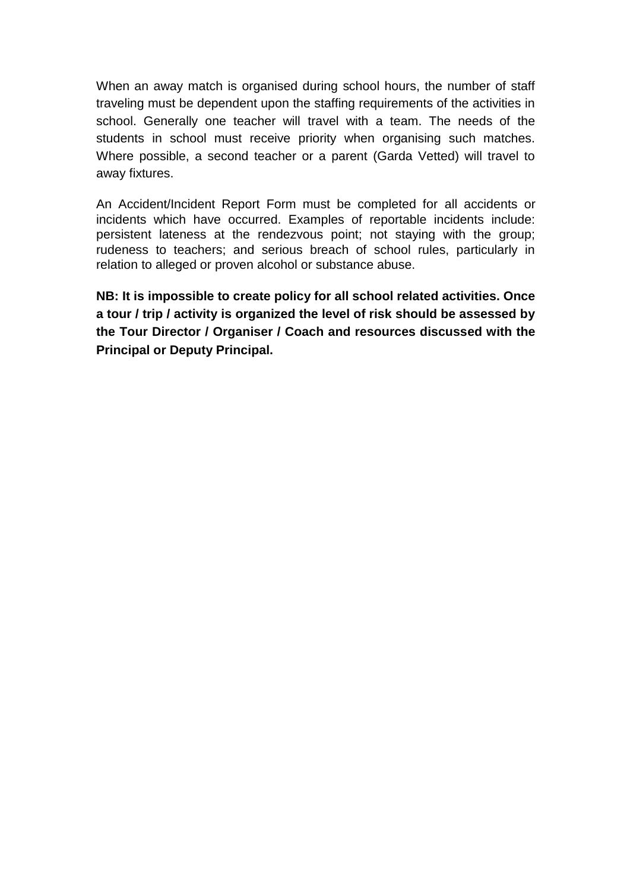When an away match is organised during school hours, the number of staff traveling must be dependent upon the staffing requirements of the activities in school. Generally one teacher will travel with a team. The needs of the students in school must receive priority when organising such matches. Where possible, a second teacher or a parent (Garda Vetted) will travel to away fixtures.

An Accident/Incident Report Form must be completed for all accidents or incidents which have occurred. Examples of reportable incidents include: persistent lateness at the rendezvous point; not staying with the group; rudeness to teachers; and serious breach of school rules, particularly in relation to alleged or proven alcohol or substance abuse.

**NB: It is impossible to create policy for all school related activities. Once a tour / trip / activity is organized the level of risk should be assessed by the Tour Director / Organiser / Coach and resources discussed with the Principal or Deputy Principal.**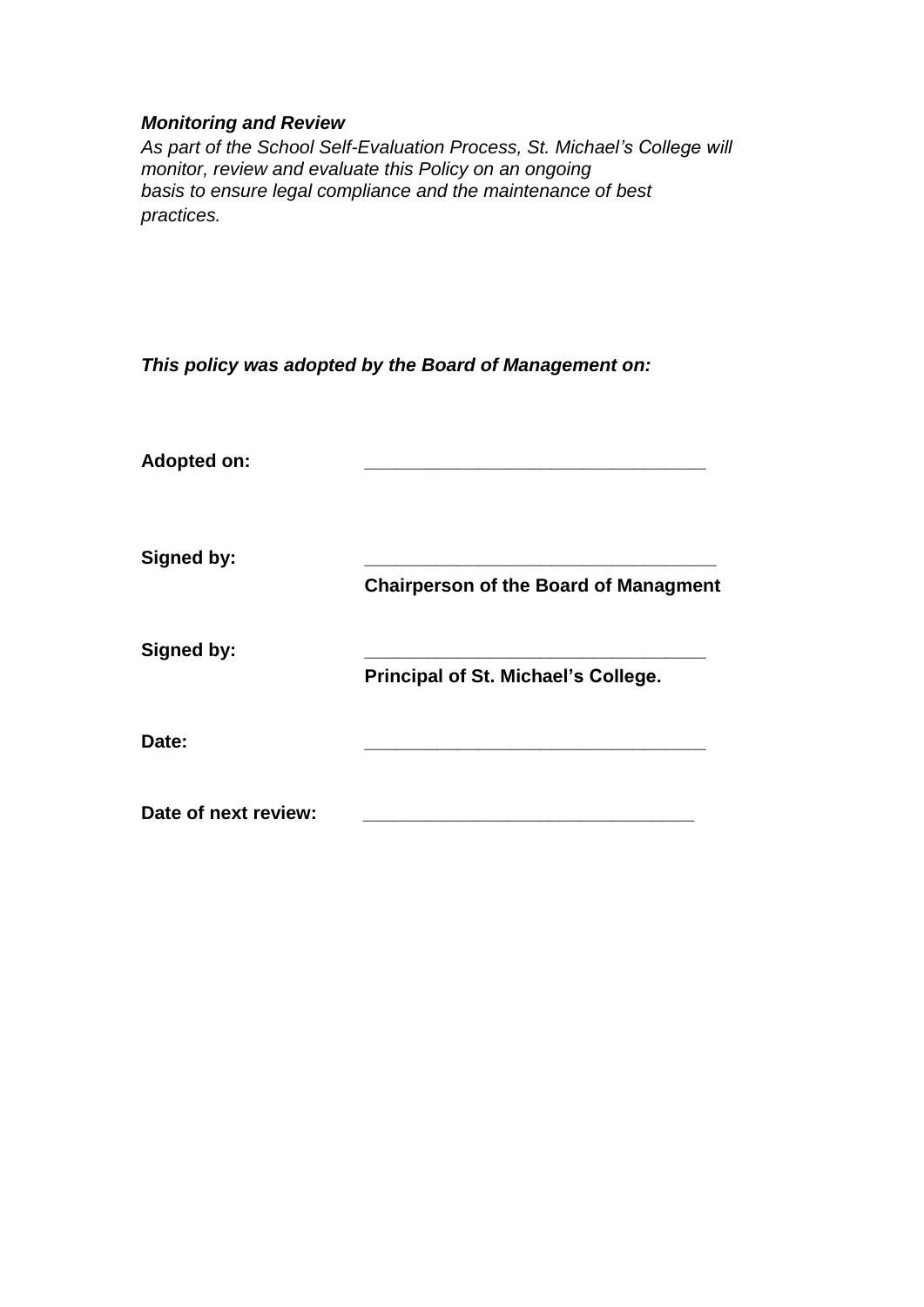***Monitoring and Review***

*As part of the School Self-Evaluation Process, St. Michael's College will monitor, review and evaluate this Policy on an ongoing basis to ensure legal compliance and the maintenance of best practices.*

***This policy was adopted by the Board of Management on:***

**Adopted on:** ________________________________

**Signed by:** ________________________________
**Chairperson of the Board of Managment**

**Signed by:** ________________________________
**Principal of St. Michael's College.**

**Date:** ________________________________

**Date of next review:** ________________________________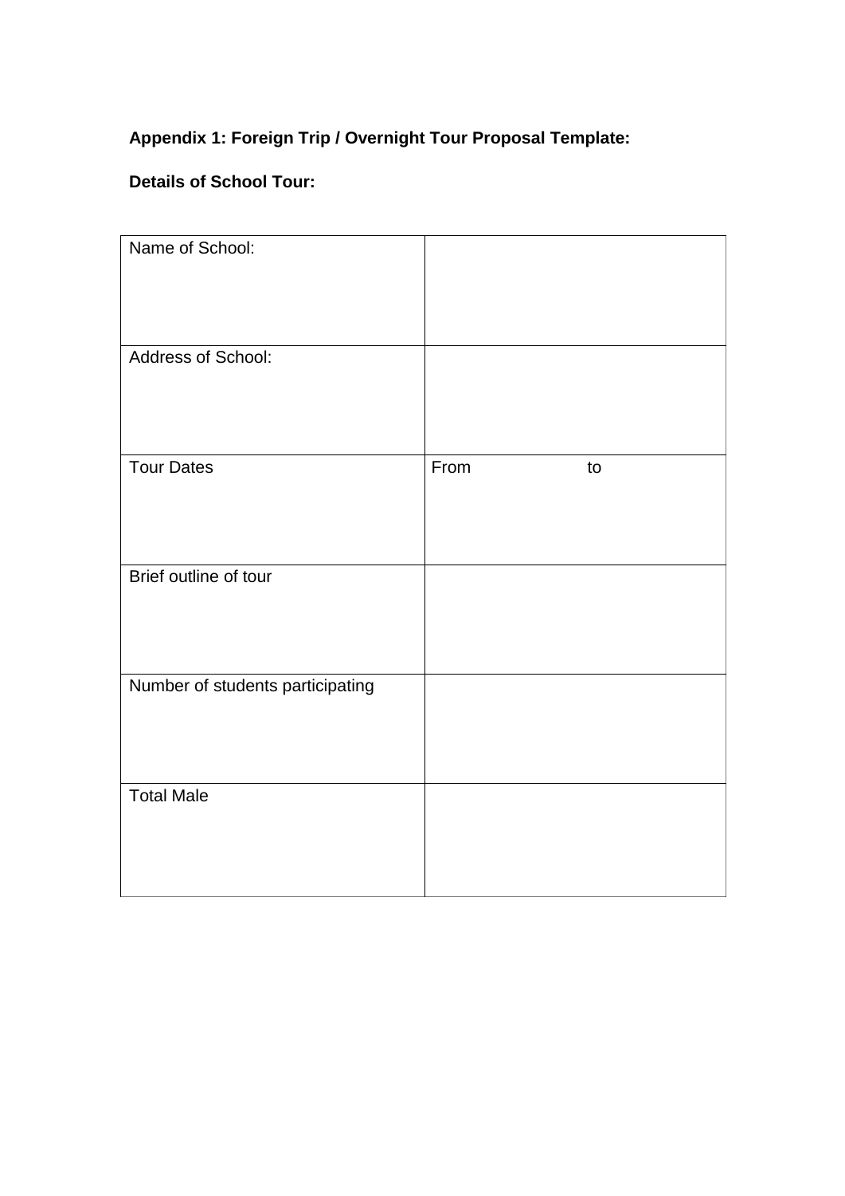**Appendix 1: Foreign Trip / Overnight Tour Proposal Template:**

**Details of School Tour:**

| Name of School: | |
|---|---|
| Address of School: | |
| Tour Dates | From to |
| Brief outline of tour | |
| Number of students participating | |
| Total Male | |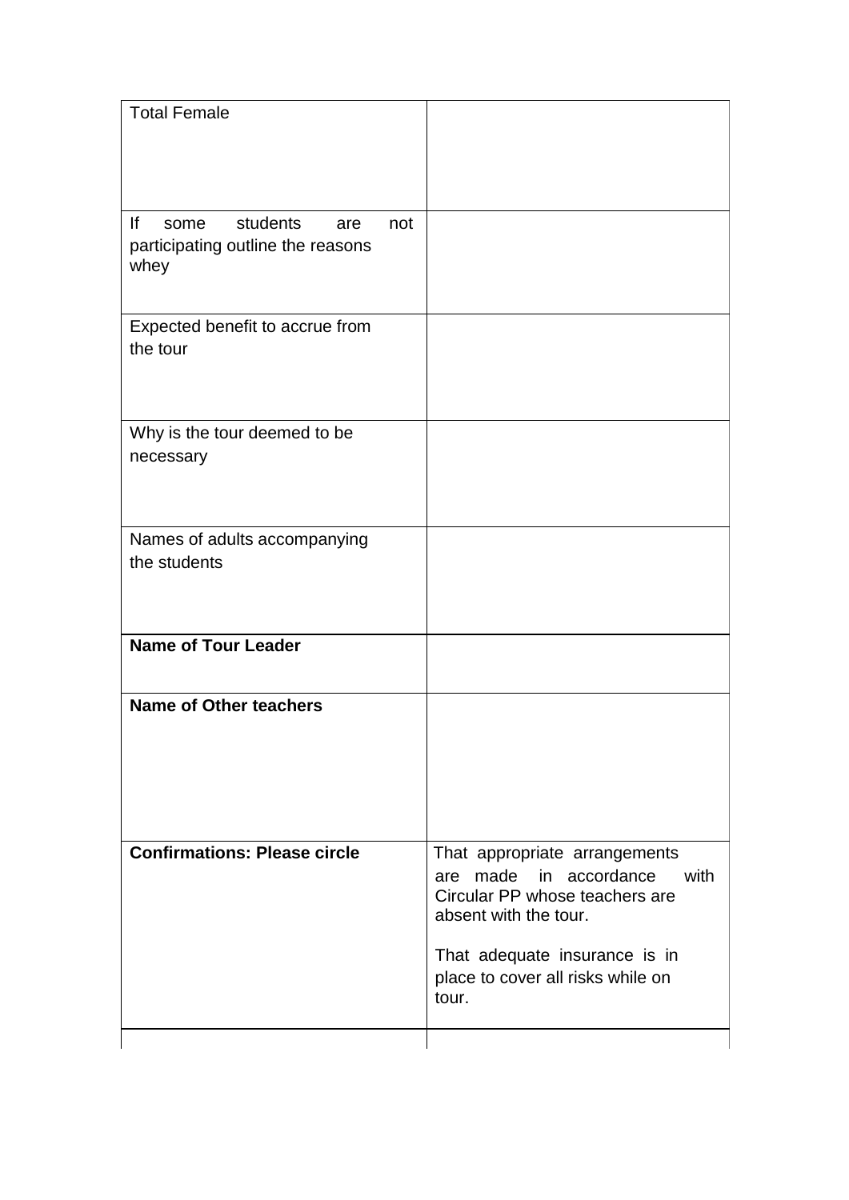| | |
|---|---|
| Total Female | |
| If some students are not participating outline the reasons whey | |
| Expected benefit to accrue from the tour | |
| Why is the tour deemed to be necessary | |
| Names of adults accompanying the students | |
| **Name of Tour Leader** | |
| **Name of Other teachers** | |
| **Confirmations: Please circle** | That appropriate arrangements are made in accordance with Circular PP whose teachers are absent with the tour.<br><br>That adequate insurance is in place to cover all risks while on tour. |
| | |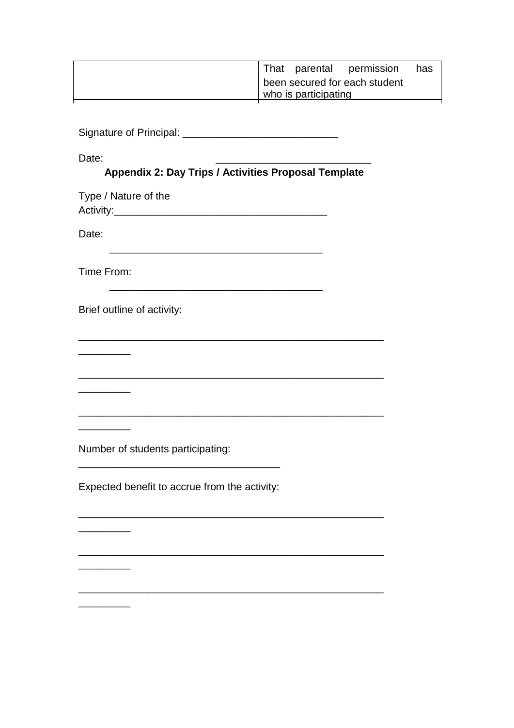|  | That parental permission has been secured for each student who is participating |
|---|---|

Signature of Principal: ___________________________

Date: ___________________________

**Appendix 2: Day Trips / Activities Proposal Template**

Type / Nature of the Activity:_____________________________________

Date: _____________________________________

Time From: _____________________________________

Brief outline of activity:

________________________________________________________________

________________________________________________________________

________________________________________________________________

Number of students participating: ___________________________________

Expected benefit to accrue from the activity:

________________________________________________________________

________________________________________________________________

________________________________________________________________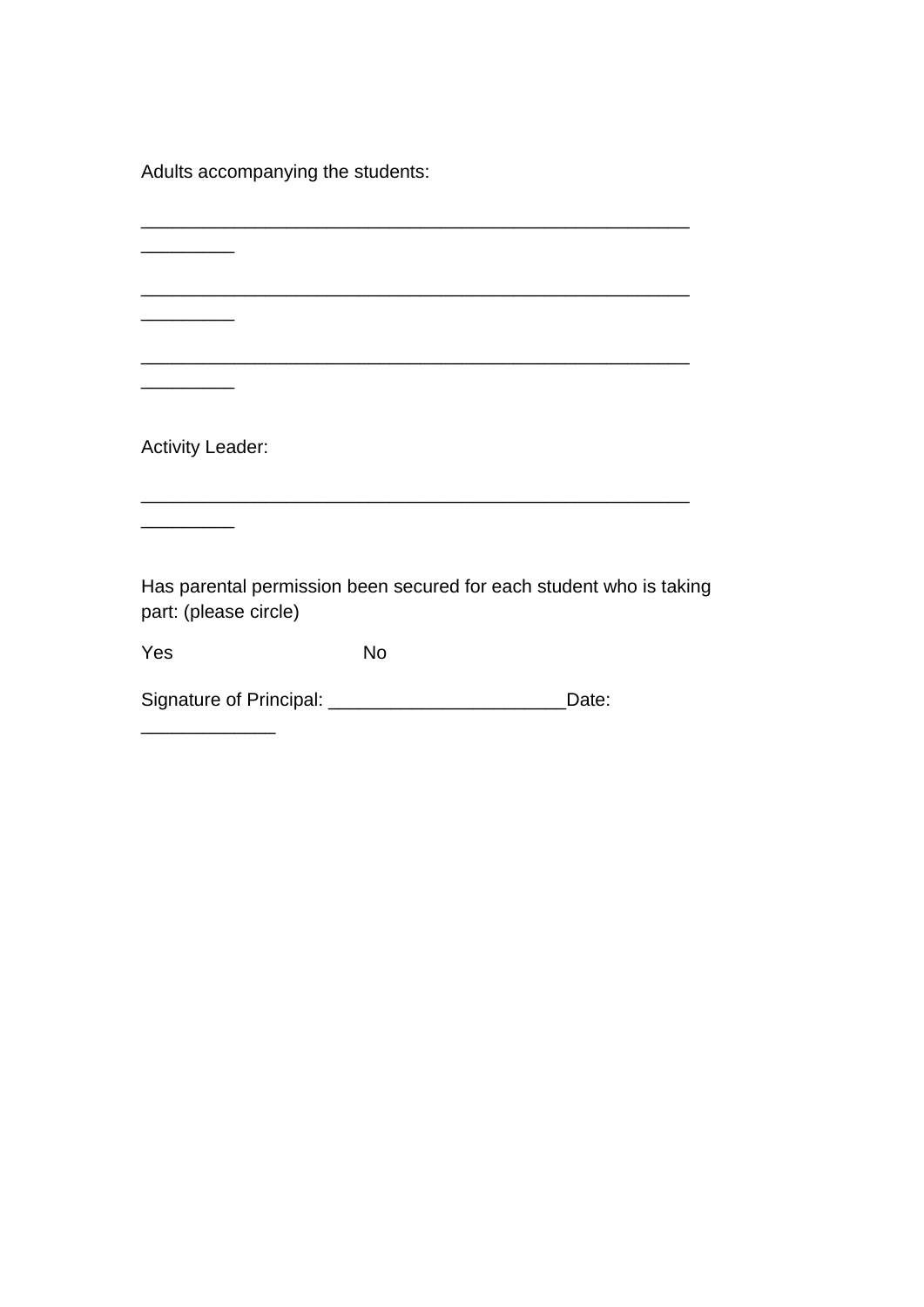Adults accompanying the students:

_______________________________________________________

_________

_______________________________________________________

_________

_______________________________________________________

_________

Activity Leader:

_______________________________________________________

_________

Has parental permission been secured for each student who is taking part: (please circle)

Yes No

Signature of Principal: _______________________Date:

_____________